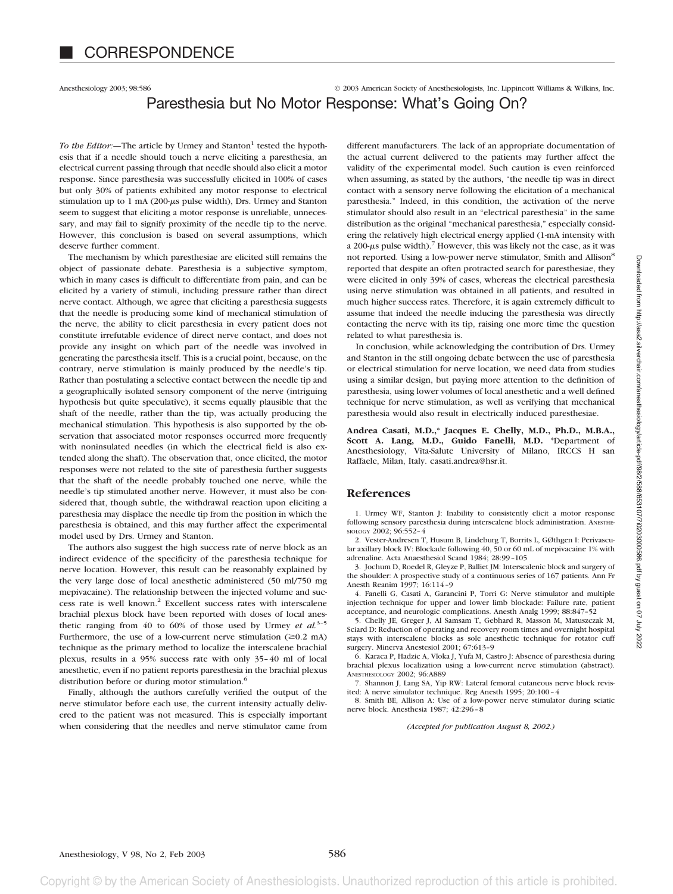# CORRESPONDENCE

## Paresthesia but No Motor Response: What's Going On?

*To the Editor:*—The article by Urmey and Stanton[1] tested the hypothesis that if a needle should touch a nerve eliciting a paresthesia, an electrical current passing through that needle should also elicit a motor response. Since paresthesia was successfully elicited in 100% of cases but only 30% of patients exhibited any motor response to electrical stimulation up to 1 mA (200-μs pulse width), Drs. Urmey and Stanton seem to suggest that eliciting a motor response is unreliable, unnecessary, and may fail to signify proximity of the needle tip to the nerve. However, this conclusion is based on several assumptions, which deserve further comment.

The mechanism by which paresthesiae are elicited still remains the object of passionate debate. Paresthesia is a subjective symptom, which in many cases is difficult to differentiate from pain, and can be elicited by a variety of stimuli, including pressure rather than direct nerve contact. Although, we agree that eliciting a paresthesia suggests that the needle is producing some kind of mechanical stimulation of the nerve, the ability to elicit paresthesia in every patient does not constitute irrefutable evidence of direct nerve contact, and does not provide any insight on which part of the needle was involved in generating the paresthesia itself. This is a crucial point, because, on the contrary, nerve stimulation is mainly produced by the needle's tip. Rather than postulating a selective contact between the needle tip and a geographically isolated sensory component of the nerve (intriguing hypothesis but quite speculative), it seems equally plausible that the shaft of the needle, rather than the tip, was actually producing the mechanical stimulation. This hypothesis is also supported by the observation that associated motor responses occurred more frequently with noninsulated needles (in which the electrical field is also extended along the shaft). The observation that, once elicited, the motor responses were not related to the site of paresthesia further suggests that the shaft of the needle probably touched one nerve, while the needle's tip stimulated another nerve. However, it must also be considered that, though subtle, the withdrawal reaction upon eliciting a paresthesia may displace the needle tip from the position in which the paresthesia is obtained, and this may further affect the experimental model used by Drs. Urmey and Stanton.

The authors also suggest the high success rate of nerve block as an indirect evidence of the specificity of the paresthesia technique for nerve location. However, this result can be reasonably explained by the very large dose of local anesthetic administered (50 ml/750 mg mepivacaine). The relationship between the injected volume and success rate is well known.[2] Excellent success rates with interscalene brachial plexus block have been reported with doses of local anesthetic ranging from 40 to 60% of those used by Urmey *et al.*[3–5] Furthermore, the use of a low-current nerve stimulation (≥0.2 mA) technique as the primary method to localize the interscalene brachial plexus, results in a 95% success rate with only 35–40 ml of local anesthetic, even if no patient reports paresthesia in the brachial plexus distribution before or during motor stimulation.[6]

Finally, although the authors carefully verified the output of the nerve stimulator before each use, the current intensity actually delivered to the patient was not measured. This is especially important when considering that the needles and nerve stimulator came from different manufacturers. The lack of an appropriate documentation of the actual current delivered to the patients may further affect the validity of the experimental model. Such caution is even reinforced when assuming, as stated by the authors, "the needle tip was in direct contact with a sensory nerve following the elicitation of a mechanical paresthesia." Indeed, in this condition, the activation of the nerve stimulator should also result in an "electrical paresthesia" in the same distribution as the original "mechanical paresthesia," especially considering the relatively high electrical energy applied (1-mA intensity with a 200-μs pulse width).[7] However, this was likely not the case, as it was not reported. Using a low-power nerve stimulator, Smith and Allison[8] reported that despite an often protracted search for paresthesiae, they were elicited in only 39% of cases, whereas the electrical paresthesia using nerve stimulation was obtained in all patients, and resulted in much higher success rates. Therefore, it is again extremely difficult to assume that indeed the needle inducing the paresthesia was directly contacting the nerve with its tip, raising one more time the question related to what paresthesia is.

In conclusion, while acknowledging the contribution of Drs. Urmey and Stanton in the still ongoing debate between the use of paresthesia or electrical stimulation for nerve location, we need data from studies using a similar design, but paying more attention to the definition of paresthesia, using lower volumes of local anesthetic and a well defined technique for nerve stimulation, as well as verifying that mechanical paresthesia would also result in electrically induced paresthesiae.

**Andrea Casati, M.D.,\* Jacques E. Chelly, M.D., Ph.D., M.B.A., Scott A. Lang, M.D., Guido Fanelli, M.D.** \*Department of Anesthesiology, Vita-Salute University of Milano, IRCCS H san Raffaele, Milan, Italy. casati.andrea@hsr.it.

## References

1. Urmey WF, Stanton J: Inability to consistently elicit a motor response following sensory paresthesia during interscalene block administration. Anesthesiology 2002; 96:552–4
2. Vester-Andresen T, Husum B, Lindeburg T, Borrits L, GØthgen I: Perivascular axillary block IV: Blockade following 40, 50 or 60 mL of mepivacaine 1% with adrenaline. Acta Anaesthesiol Scand 1984; 28:99–105
3. Jochum D, Roedel R, Gleyze P, Balliet JM: Interscalenic block and surgery of the shoulder: A prospective study of a continuous series of 167 patients. Ann Fr Anesth Reanim 1997; 16:114–9
4. Fanelli G, Casati A, Garancini P, Torri G: Nerve stimulator and multiple injection technique for upper and lower limb blockade: Failure rate, patient acceptance, and neurologic complications. Anesth Analg 1999; 88:847–52
5. Chelly JE, Greger J, Al Samsam T, Gebhard R, Masson M, Matuszczak M, Sciard D: Reduction of operating and recovery room times and overnight hospital stays with interscalene blocks as sole anesthetic technique for rotator cuff surgery. Minerva Anestesiol 2001; 67:613–9
6. Karaca P, Hadzic A, Vloka J, Yufa M, Castro J: Absence of paresthesia during brachial plexus localization using a low-current nerve stimulation (abstract). Anesthesiology 2002; 96:A889
7. Shannon J, Lang SA, Yip RW: Lateral femoral cutaneous nerve block revisited: A nerve simulator technique. Reg Anesth 1995; 20:100–4
8. Smith BE, Allison A: Use of a low-power nerve stimulator during sciatic nerve block. Anesthesia 1987; 42:296–8

*(Accepted for publication August 8, 2002.)*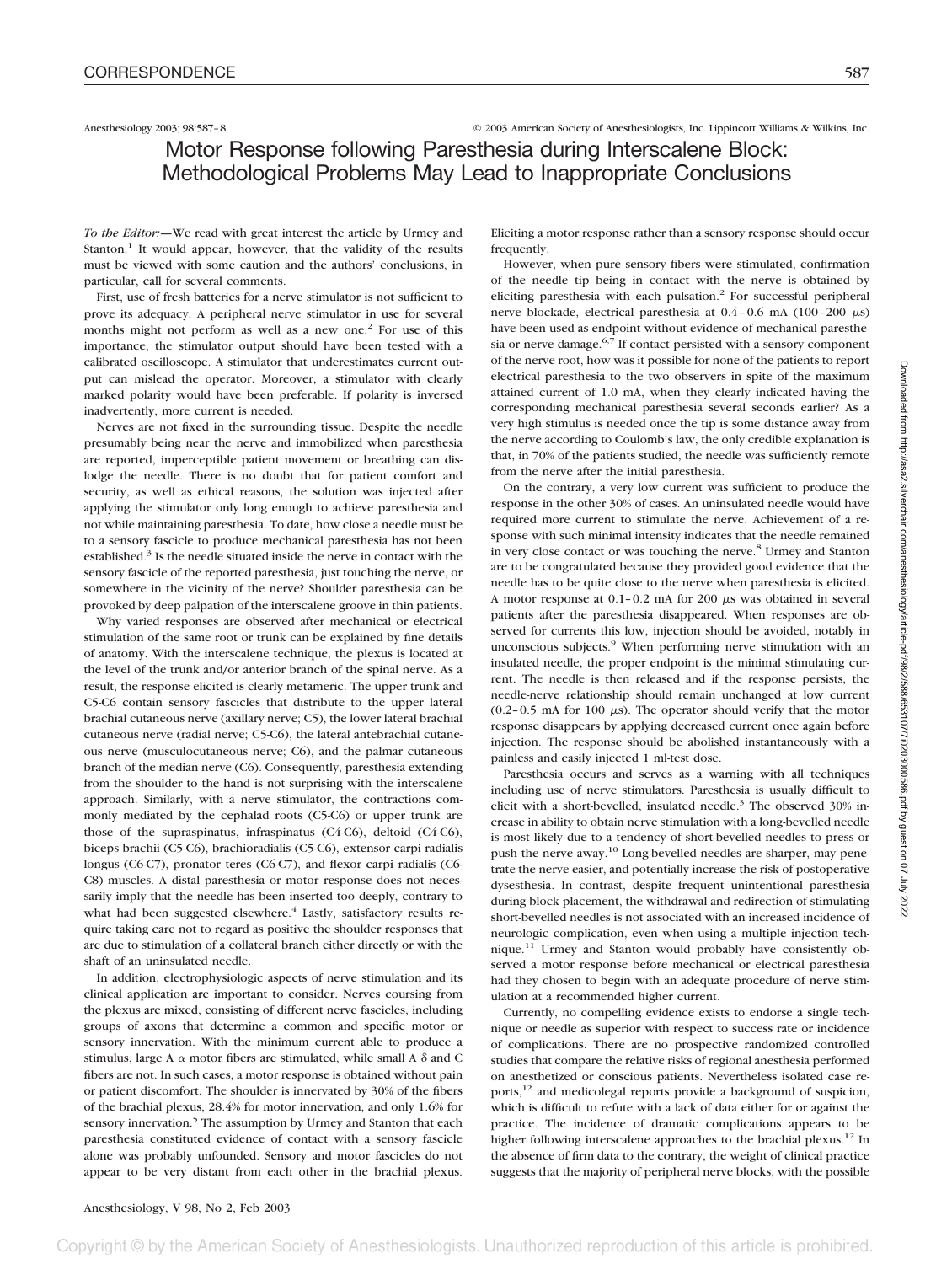Anesthesiology 2003; 98:587–8 © 2003 American Society of Anesthesiologists, Inc. Lippincott Williams & Wilkins, Inc.

# Motor Response following Paresthesia during Interscalene Block: Methodological Problems May Lead to Inappropriate Conclusions

*To the Editor:*—We read with great interest the article by Urmey and Stanton.[1] It would appear, however, that the validity of the results must be viewed with some caution and the authors' conclusions, in particular, call for several comments.

First, use of fresh batteries for a nerve stimulator is not sufficient to prove its adequacy. A peripheral nerve stimulator in use for several months might not perform as well as a new one.[2] For use of this importance, the stimulator output should have been tested with a calibrated oscilloscope. A stimulator that underestimates current output can mislead the operator. Moreover, a stimulator with clearly marked polarity would have been preferable. If polarity is inversed inadvertently, more current is needed.

Nerves are not fixed in the surrounding tissue. Despite the needle presumably being near the nerve and immobilized when paresthesia are reported, imperceptible patient movement or breathing can dislodge the needle. There is no doubt that for patient comfort and security, as well as ethical reasons, the solution was injected after applying the stimulator only long enough to achieve paresthesia and not while maintaining paresthesia. To date, how close a needle must be to a sensory fascicle to produce mechanical paresthesia has not been established.[3] Is the needle situated inside the nerve in contact with the sensory fascicle of the reported paresthesia, just touching the nerve, or somewhere in the vicinity of the nerve? Shoulder paresthesia can be provoked by deep palpation of the interscalene groove in thin patients.

Why varied responses are observed after mechanical or electrical stimulation of the same root or trunk can be explained by fine details of anatomy. With the interscalene technique, the plexus is located at the level of the trunk and/or anterior branch of the spinal nerve. As a result, the response elicited is clearly metameric. The upper trunk and C5-C6 contain sensory fascicles that distribute to the upper lateral brachial cutaneous nerve (axillary nerve; C5), the lower lateral brachial cutaneous nerve (radial nerve; C5-C6), the lateral antebrachial cutaneous nerve (musculocutaneous nerve; C6), and the palmar cutaneous branch of the median nerve (C6). Consequently, paresthesia extending from the shoulder to the hand is not surprising with the interscalene approach. Similarly, with a nerve stimulator, the contractions commonly mediated by the cephalad roots (C5-C6) or upper trunk are those of the supraspinatus, infraspinatus (C4-C6), deltoid (C4-C6), biceps brachii (C5-C6), brachioradialis (C5-C6), extensor carpi radialis longus (C6-C7), pronator teres (C6-C7), and flexor carpi radialis (C6-C8) muscles. A distal paresthesia or motor response does not necessarily imply that the needle has been inserted too deeply, contrary to what had been suggested elsewhere.[4] Lastly, satisfactory results require taking care not to regard as positive the shoulder responses that are due to stimulation of a collateral branch either directly or with the shaft of an uninsulated needle.

In addition, electrophysiologic aspects of nerve stimulation and its clinical application are important to consider. Nerves coursing from the plexus are mixed, consisting of different nerve fascicles, including groups of axons that determine a common and specific motor or sensory innervation. With the minimum current able to produce a stimulus, large A $\alpha$ motor fibers are stimulated, while small A $\delta$ and C fibers are not. In such cases, a motor response is obtained without pain or patient discomfort. The shoulder is innervated by 30% of the fibers of the brachial plexus, 28.4% for motor innervation, and only 1.6% for sensory innervation.[5] The assumption by Urmey and Stanton that each paresthesia constituted evidence of contact with a sensory fascicle alone was probably unfounded. Sensory and motor fascicles do not appear to be very distant from each other in the brachial plexus. Eliciting a motor response rather than a sensory response should occur frequently.

However, when pure sensory fibers were stimulated, confirmation of the needle tip being in contact with the nerve is obtained by eliciting paresthesia with each pulsation.[2] For successful peripheral nerve blockade, electrical paresthesia at 0.4–0.6 mA (100–200 $\mu$s) have been used as endpoint without evidence of mechanical paresthesia or nerve damage.[6,7] If contact persisted with a sensory component of the nerve root, how was it possible for none of the patients to report electrical paresthesia to the two observers in spite of the maximum attained current of 1.0 mA, when they clearly indicated having the corresponding mechanical paresthesia several seconds earlier? As a very high stimulus is needed once the tip is some distance away from the nerve according to Coulomb's law, the only credible explanation is that, in 70% of the patients studied, the needle was sufficiently remote from the nerve after the initial paresthesia.

On the contrary, a very low current was sufficient to produce the response in the other 30% of cases. An uninsulated needle would have required more current to stimulate the nerve. Achievement of a response with such minimal intensity indicates that the needle remained in very close contact or was touching the nerve.[8] Urmey and Stanton are to be congratulated because they provided good evidence that the needle has to be quite close to the nerve when paresthesia is elicited. A motor response at 0.1–0.2 mA for 200 $\mu$s was obtained in several patients after the paresthesia disappeared. When responses are observed for currents this low, injection should be avoided, notably in unconscious subjects.[9] When performing nerve stimulation with an insulated needle, the proper endpoint is the minimal stimulating current. The needle is then released and if the response persists, the needle-nerve relationship should remain unchanged at low current (0.2–0.5 mA for 100 $\mu$s). The operator should verify that the motor response disappears by applying decreased current once again before injection. The response should be abolished instantaneously with a painless and easily injected 1 ml-test dose.

Paresthesia occurs and serves as a warning with all techniques including use of nerve stimulators. Paresthesia is usually difficult to elicit with a short-bevelled, insulated needle.[3] The observed 30% increase in ability to obtain nerve stimulation with a long-bevelled needle is most likely due to a tendency of short-bevelled needles to press or push the nerve away.[10] Long-bevelled needles are sharper, may penetrate the nerve easier, and potentially increase the risk of postoperative dysesthesia. In contrast, despite frequent unintentional paresthesia during block placement, the withdrawal and redirection of stimulating short-bevelled needles is not associated with an increased incidence of neurologic complication, even when using a multiple injection technique.[11] Urmey and Stanton would probably have consistently observed a motor response before mechanical or electrical paresthesia had they chosen to begin with an adequate procedure of nerve stimulation at a recommended higher current.

Currently, no compelling evidence exists to endorse a single technique or needle as superior with respect to success rate or incidence of complications. There are no prospective randomized controlled studies that compare the relative risks of regional anesthesia performed on anesthetized or conscious patients. Nevertheless isolated case reports,[12] and medicolegal reports provide a background of suspicion, which is difficult to refute with a lack of data either for or against the practice. The incidence of dramatic complications appears to be higher following interscalene approaches to the brachial plexus.[12] In the absence of firm data to the contrary, the weight of clinical practice suggests that the majority of peripheral nerve blocks, with the possible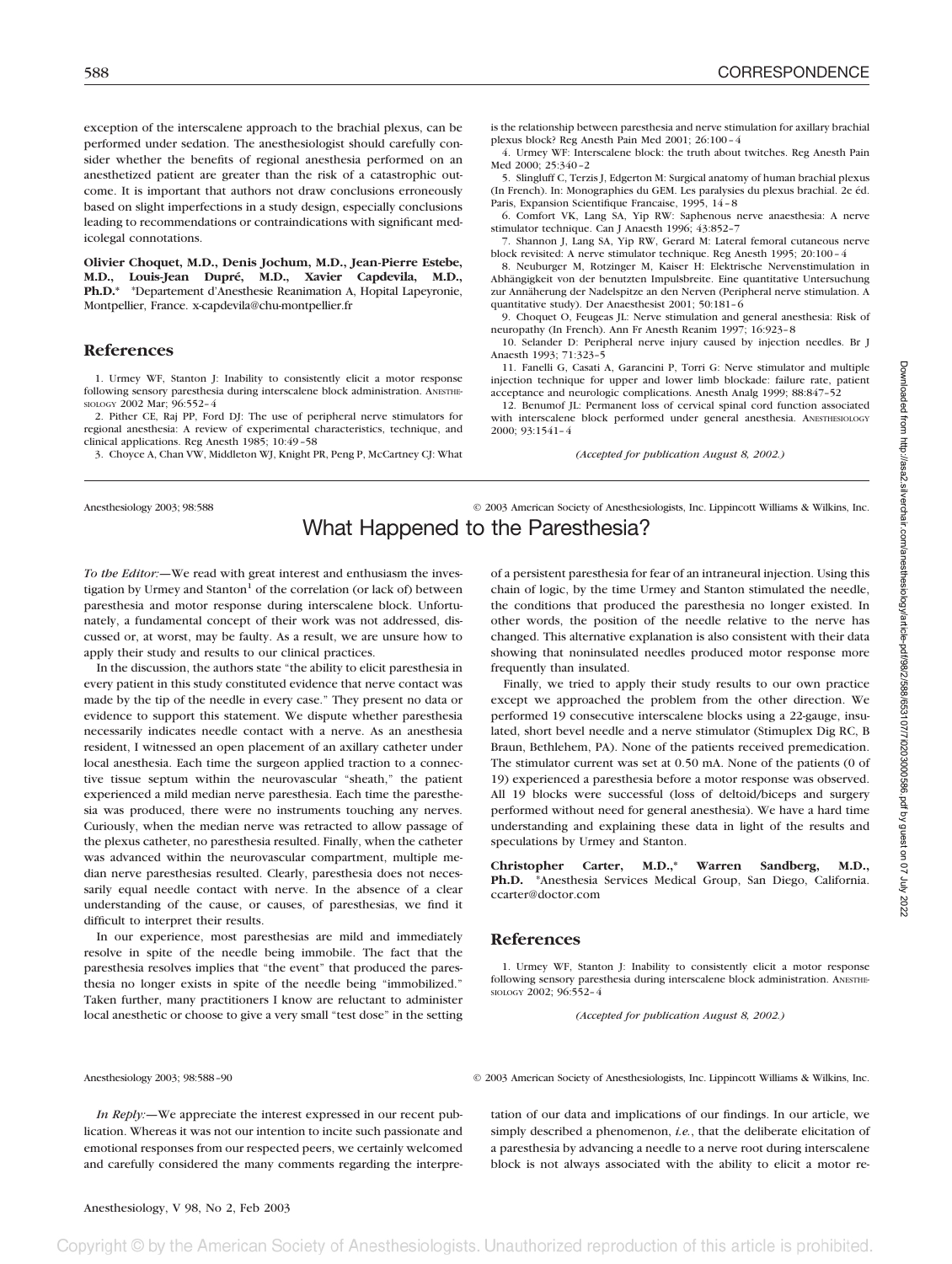exception of the interscalene approach to the brachial plexus, can be performed under sedation. The anesthesiologist should carefully consider whether the benefits of regional anesthesia performed on an anesthetized patient are greater than the risk of a catastrophic outcome. It is important that authors not draw conclusions erroneously based on slight imperfections in a study design, especially conclusions leading to recommendations or contraindications with significant medicolegal connotations.

**Olivier Choquet, M.D., Denis Jochum, M.D., Jean-Pierre Estebe, M.D., Louis-Jean Dupré, M.D., Xavier Capdevila, M.D., Ph.D.*** *Departement d'Anesthesie Reanimation A, Hopital Lapeyronie, Montpellier, France. x-capdevila@chu-montpellier.fr

## References

1. Urmey WF, Stanton J: Inability to consistently elicit a motor response following sensory paresthesia during interscalene block administration. ANESTHESIOLOGY 2002 Mar; 96:552–4
2. Pither CE, Raj PP, Ford DJ: The use of peripheral nerve stimulators for regional anesthesia: A review of experimental characteristics, technique, and clinical applications. Reg Anesth 1985; 10:49–58
3. Choyce A, Chan VW, Middleton WJ, Knight PR, Peng P, McCartney CJ: What is the relationship between paresthesia and nerve stimulation for axillary brachial plexus block? Reg Anesth Pain Med 2001; 26:100–4
4. Urmey WF: Interscalene block: the truth about twitches. Reg Anesth Pain Med 2000; 25:340–2
5. Slingluff C, Terzis J, Edgerton M: Surgical anatomy of human brachial plexus (In French). In: Monographies du GEM. Les paralysies du plexus brachial. 2e éd. Paris, Expansion Scientifique Francaise, 1995, 14–8
6. Comfort VK, Lang SA, Yip RW: Saphenous nerve anaesthesia: A nerve stimulator technique. Can J Anaesth 1996; 43:852–7
7. Shannon J, Lang SA, Yip RW, Gerard M: Lateral femoral cutaneous nerve block revisited: A nerve stimulator technique. Reg Anesth 1995; 20:100–4
8. Neuburger M, Rotzinger M, Kaiser H: Elektrische Nervenstimulation in Abhängigkeit von der benutzten Impulsbreite. Eine quantitative Untersuchung zur Annäherung der Nadelspitze an den Nerven (Peripheral nerve stimulation. A quantitative study). Der Anaesthesist 2001; 50:181–6
9. Choquet O, Feugeas JL: Nerve stimulation and general anesthesia: Risk of neuropathy (In French). Ann Fr Anesth Reanim 1997; 16:923–8
10. Selander D: Peripheral nerve injury caused by injection needles. Br J Anaesth 1993; 71:323–5
11. Fanelli G, Casati A, Garancini P, Torri G: Nerve stimulator and multiple injection technique for upper and lower limb blockade: failure rate, patient acceptance and neurologic complications. Anesth Analg 1999; 88:847–52
12. Benumof JL: Permanent loss of cervical spinal cord function associated with interscalene block performed under general anesthesia. ANESTHESIOLOGY 2000; 93:1541–4

*(Accepted for publication August 8, 2002.)*

Anesthesiology 2003; 98:588 © 2003 American Society of Anesthesiologists, Inc. Lippincott Williams & Wilkins, Inc.

# What Happened to the Paresthesia?

*To the Editor:*—We read with great interest and enthusiasm the investigation by Urmey and Stanton[1] of the correlation (or lack of) between paresthesia and motor response during interscalene block. Unfortunately, a fundamental concept of their work was not addressed, discussed or, at worst, may be faulty. As a result, we are unsure how to apply their study and results to our clinical practices.

In the discussion, the authors state "the ability to elicit paresthesia in every patient in this study constituted evidence that nerve contact was made by the tip of the needle in every case." They present no data or evidence to support this statement. We dispute whether paresthesia necessarily indicates needle contact with a nerve. As an anesthesia resident, I witnessed an open placement of an axillary catheter under local anesthesia. Each time the surgeon applied traction to a connective tissue septum within the neurovascular "sheath," the patient experienced a mild median nerve paresthesia. Each time the paresthesia was produced, there were no instruments touching any nerves. Curiously, when the median nerve was retracted to allow passage of the plexus catheter, no paresthesia resulted. Finally, when the catheter was advanced within the neurovascular compartment, multiple median nerve paresthesias resulted. Clearly, paresthesia does not necessarily equal needle contact with nerve. In the absence of a clear understanding of the cause, or causes, of paresthesias, we find it difficult to interpret their results.

In our experience, most paresthesias are mild and immediately resolve in spite of the needle being immobile. The fact that the paresthesia resolves implies that "the event" that produced the paresthesia no longer exists in spite of the needle being "immobilized." Taken further, many practitioners I know are reluctant to administer local anesthetic or choose to give a very small "test dose" in the setting of a persistent paresthesia for fear of an intraneural injection. Using this chain of logic, by the time Urmey and Stanton stimulated the needle, the conditions that produced the paresthesia no longer existed. In other words, the position of the needle relative to the nerve has changed. This alternative explanation is also consistent with their data showing that noninsulated needles produced motor response more frequently than insulated.

Finally, we tried to apply their study results to our own practice except we approached the problem from the other direction. We performed 19 consecutive interscalene blocks using a 22-gauge, insulated, short bevel needle and a nerve stimulator (Stimuplex Dig RC, B Braun, Bethlehem, PA). None of the patients received premedication. The stimulator current was set at 0.50 mA. None of the patients (0 of 19) experienced a paresthesia before a motor response was observed. All 19 blocks were successful (loss of deltoid/biceps and surgery performed without need for general anesthesia). We have a hard time understanding and explaining these data in light of the results and speculations by Urmey and Stanton.

**Christopher Carter, M.D.,* Warren Sandberg, M.D., Ph.D.** *Anesthesia Services Medical Group, San Diego, California. ccarter@doctor.com

## References

1. Urmey WF, Stanton J: Inability to consistently elicit a motor response following sensory paresthesia during interscalene block administration. ANESTHESIOLOGY 2002; 96:552–4

*(Accepted for publication August 8, 2002.)*

Anesthesiology 2003; 98:588–90 © 2003 American Society of Anesthesiologists, Inc. Lippincott Williams & Wilkins, Inc.

*In Reply:*—We appreciate the interest expressed in our recent publication. Whereas it was not our intention to incite such passionate and emotional responses from our respected peers, we certainly welcomed and carefully considered the many comments regarding the interpretation of our data and implications of our findings. In our article, we simply described a phenomenon, *i.e.*, that the deliberate elicitation of a paresthesia by advancing a needle to a nerve root during interscalene block is not always associated with the ability to elicit a motor re-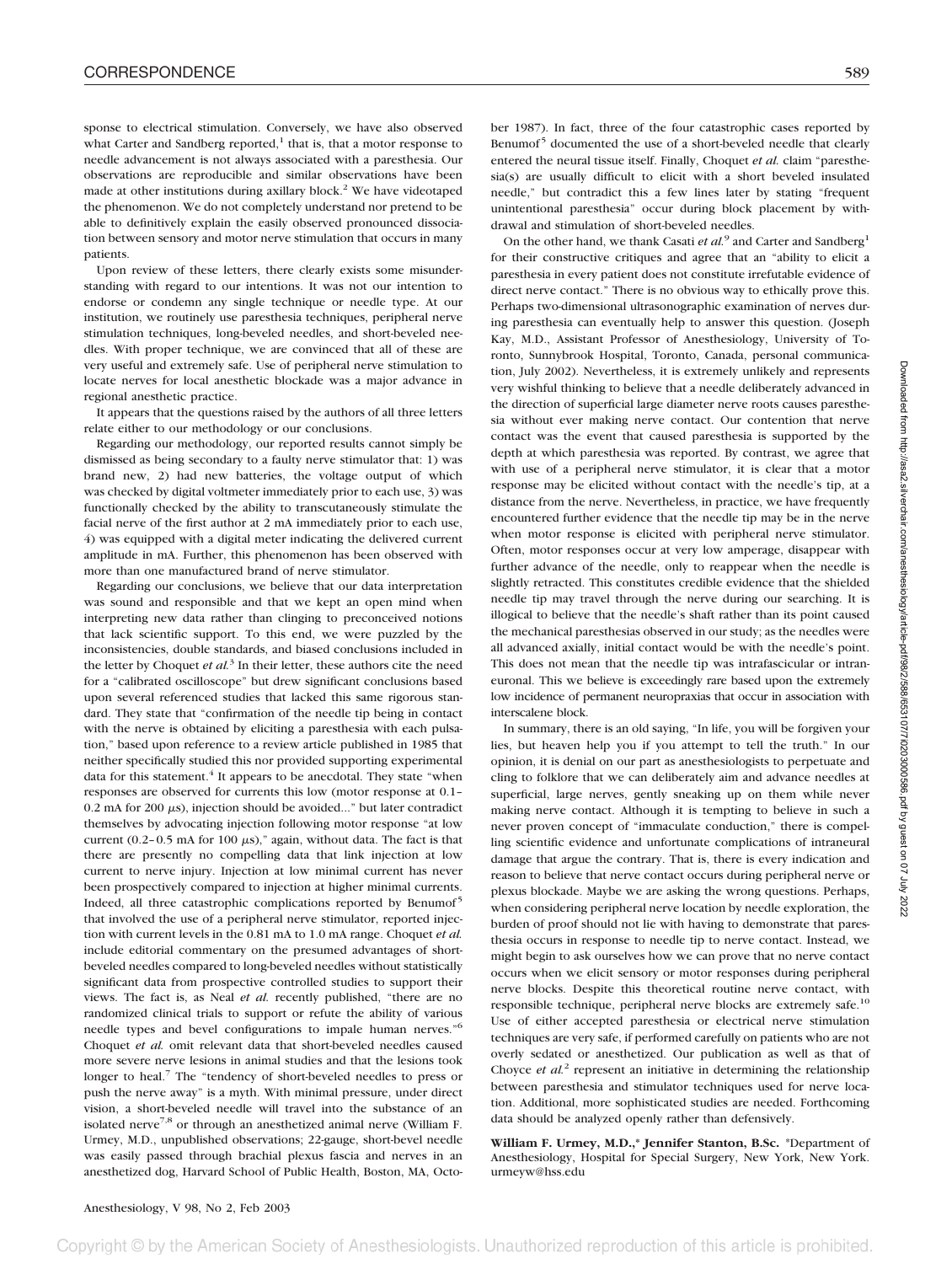sponse to electrical stimulation. Conversely, we have also observed what Carter and Sandberg reported,[1] that is, that a motor response to needle advancement is not always associated with a paresthesia. Our observations are reproducible and similar observations have been made at other institutions during axillary block.[2] We have videotaped the phenomenon. We do not completely understand nor pretend to be able to definitively explain the easily observed pronounced dissociation between sensory and motor nerve stimulation that occurs in many patients.

Upon review of these letters, there clearly exists some misunderstanding with regard to our intentions. It was not our intention to endorse or condemn any single technique or needle type. At our institution, we routinely use paresthesia techniques, peripheral nerve stimulation techniques, long-beveled needles, and short-beveled needles. With proper technique, we are convinced that all of these are very useful and extremely safe. Use of peripheral nerve stimulation to locate nerves for local anesthetic blockade was a major advance in regional anesthetic practice.

It appears that the questions raised by the authors of all three letters relate either to our methodology or our conclusions.

Regarding our methodology, our reported results cannot simply be dismissed as being secondary to a faulty nerve stimulator that: 1) was brand new, 2) had new batteries, the voltage output of which was checked by digital voltmeter immediately prior to each use, 3) was functionally checked by the ability to transcutaneously stimulate the facial nerve of the first author at 2 mA immediately prior to each use, 4) was equipped with a digital meter indicating the delivered current amplitude in mA. Further, this phenomenon has been observed with more than one manufactured brand of nerve stimulator.

Regarding our conclusions, we believe that our data interpretation was sound and responsible and that we kept an open mind when interpreting new data rather than clinging to preconceived notions that lack scientific support. To this end, we were puzzled by the inconsistencies, double standards, and biased conclusions included in the letter by Choquet *et al.*[3] In their letter, these authors cite the need for a "calibrated oscilloscope" but drew significant conclusions based upon several referenced studies that lacked this same rigorous standard. They state that "confirmation of the needle tip being in contact with the nerve is obtained by eliciting a paresthesia with each pulsation," based upon reference to a review article published in 1985 that neither specifically studied this nor provided supporting experimental data for this statement.[4] It appears to be anecdotal. They state "when responses are observed for currents this low (motor response at 0.1–0.2 mA for 200 $\mu$s), injection should be avoided..." but later contradict themselves by advocating injection following motor response "at low current (0.2–0.5 mA for 100 $\mu$s)," again, without data. The fact is that there are presently no compelling data that link injection at low current to nerve injury. Injection at low minimal current has never been prospectively compared to injection at higher minimal currents. Indeed, all three catastrophic complications reported by Benumof[5] that involved the use of a peripheral nerve stimulator, reported injection with current levels in the 0.81 mA to 1.0 mA range. Choquet *et al.* include editorial commentary on the presumed advantages of short-beveled needles compared to long-beveled needles without statistically significant data from prospective controlled studies to support their views. The fact is, as Neal *et al.* recently published, "there are no randomized clinical trials to support or refute the ability of various needle types and bevel configurations to impale human nerves."[6] Choquet *et al.* omit relevant data that short-beveled needles caused more severe nerve lesions in animal studies and that the lesions took longer to heal.[7] The "tendency of short-beveled needles to press or push the nerve away" is a myth. With minimal pressure, under direct vision, a short-beveled needle will travel into the substance of an isolated nerve[7,8] or through an anesthetized animal nerve (William F. Urmey, M.D., unpublished observations; 22-gauge, short-bevel needle was easily passed through brachial plexus fascia and nerves in an anesthetized dog, Harvard School of Public Health, Boston, MA, October 1987). In fact, three of the four catastrophic cases reported by Benumof[5] documented the use of a short-beveled needle that clearly entered the neural tissue itself. Finally, Choquet *et al.* claim "paresthesia(s) are usually difficult to elicit with a short beveled insulated needle," but contradict this a few lines later by stating "frequent unintentional paresthesia" occur during block placement by withdrawal and stimulation of short-beveled needles.

On the other hand, we thank Casati *et al.*[9] and Carter and Sandberg[1] for their constructive critiques and agree that an "ability to elicit a paresthesia in every patient does not constitute irrefutable evidence of direct nerve contact." There is no obvious way to ethically prove this. Perhaps two-dimensional ultrasonographic examination of nerves during paresthesia can eventually help to answer this question. (Joseph Kay, M.D., Assistant Professor of Anesthesiology, University of Toronto, Sunnybrook Hospital, Toronto, Canada, personal communication, July 2002). Nevertheless, it is extremely unlikely and represents very wishful thinking to believe that a needle deliberately advanced in the direction of superficial large diameter nerve roots causes paresthesia without ever making nerve contact. Our contention that nerve contact was the event that caused paresthesia is supported by the depth at which paresthesia was reported. By contrast, we agree that with use of a peripheral nerve stimulator, it is clear that a motor response may be elicited without contact with the needle's tip, at a distance from the nerve. Nevertheless, in practice, we have frequently encountered further evidence that the needle tip may be in the nerve when motor response is elicited with peripheral nerve stimulator. Often, motor responses occur at very low amperage, disappear with further advance of the needle, only to reappear when the needle is slightly retracted. This constitutes credible evidence that the shielded needle tip may travel through the nerve during our searching. It is illogical to believe that the needle's shaft rather than its point caused the mechanical paresthesias observed in our study; as the needles were all advanced axially, initial contact would be with the needle's point. This does not mean that the needle tip was intrafascicular or intraneuronal. This we believe is exceedingly rare based upon the extremely low incidence of permanent neuropraxias that occur in association with interscalene block.

In summary, there is an old saying, "In life, you will be forgiven your lies, but heaven help you if you attempt to tell the truth." In our opinion, it is denial on our part as anesthesiologists to perpetuate and cling to folklore that we can deliberately aim and advance needles at superficial, large nerves, gently sneaking up on them while never making nerve contact. Although it is tempting to believe in such a never proven concept of "immaculate conduction," there is compelling scientific evidence and unfortunate complications of intraneural damage that argue the contrary. That is, there is every indication and reason to believe that nerve contact occurs during peripheral nerve or plexus blockade. Maybe we are asking the wrong questions. Perhaps, when considering peripheral nerve location by needle exploration, the burden of proof should not lie with having to demonstrate that paresthesia occurs in response to needle tip to nerve contact. Instead, we might begin to ask ourselves how we can prove that no nerve contact occurs when we elicit sensory or motor responses during peripheral nerve blocks. Despite this theoretical routine nerve contact, with responsible technique, peripheral nerve blocks are extremely safe.[10] Use of either accepted paresthesia or electrical nerve stimulation techniques are very safe, if performed carefully on patients who are not overly sedated or anesthetized. Our publication as well as that of Choyce *et al.*[2] represent an initiative in determining the relationship between paresthesia and stimulator techniques used for nerve location. Additional, more sophisticated studies are needed. Forthcoming data should be analyzed openly rather than defensively.

**William F. Urmey, M.D.,\* Jennifer Stanton, B.Sc.** \*Department of Anesthesiology, Hospital for Special Surgery, New York, New York. urmeyw@hss.edu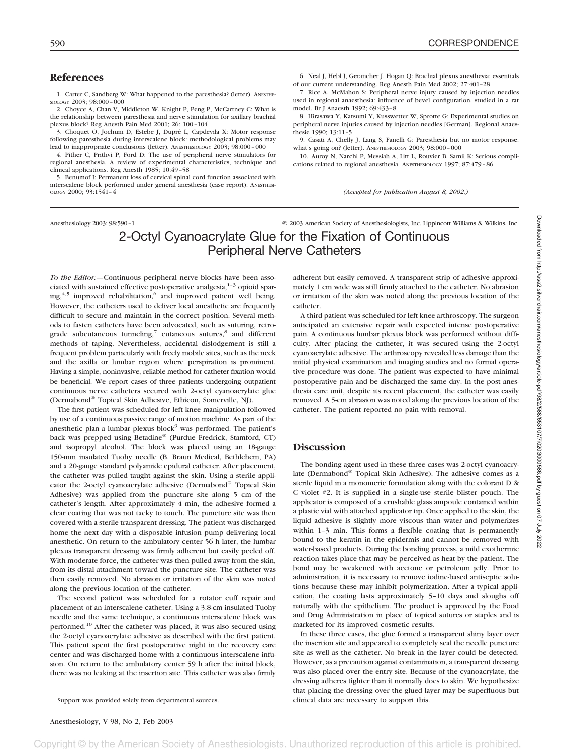## References

1. Carter C, Sandberg W: What happened to the paresthesia? (letter). ANESTHESIOLOGY 2003; 98:000–000
2. Choyce A, Chan V, Middleton W, Knight P, Peng P, McCartney C: What is the relationship between paresthesia and nerve stimulation for axillary brachial plexus block? Reg Anesth Pain Med 2001; 26: 100–104
3. Choquet O, Jochum D, Estebe J, Dupré L, Capdevila X: Motor response following paresthesia during interscalene block: methodological problems may lead to inappropriate conclusions (letter). ANESTHESIOLOGY 2003; 98:000–000
4. Pither C, Prithvi P, Ford D: The use of peripheral nerve stimulators for regional anesthesia. A review of experimental characteristics, technique and clinical applications. Reg Anesth 1985; 10:49–58
5. Benumof J: Permanent loss of cervical spinal cord function associated with interscalene block performed under general anesthesia (case report). ANESTHESIOLOGY 2000; 93:1541–4
6. Neal J, Hebl J, Gerancher J, Hogan Q: Brachial plexus anesthesia: essentials of our current understanding. Reg Anesth Pain Med 2002; 27:401–28
7. Rice A, McMahon S: Peripheral nerve injury caused by injection needles used in regional anaesthesia: influence of bevel configuration, studied in a rat model. Br J Anaesth 1992; 69:433–8
8. Hirasawa Y, Katsumi Y, Kusswetter W, Sprotte G: Experimental studies on peripheral nerve injuries caused by injection needles [German]. Regional Anaesthesie 1990; 13:11–5
9. Casati A, Chelly J, Lang S, Fanelli G: Paresthesia but no motor response: what's going on? (letter). ANESTHESIOLOGY 2003; 98:000–000
10. Auroy N, Narchi P, Messiah A, Litt L, Rouvier B, Samii K: Serious complications related to regional anesthesia. ANESTHESIOLOGY 1997; 87:479–86

*(Accepted for publication August 8, 2002.)*

Anesthesiology 2003; 98:590–1 © 2003 American Society of Anesthesiologists, Inc. Lippincott Williams & Wilkins, Inc.

# 2-Octyl Cyanoacrylate Glue for the Fixation of Continuous Peripheral Nerve Catheters

*To the Editor:*—Continuous peripheral nerve blocks have been associated with sustained effective postoperative analgesia,[1–3] opioid sparing,[4,5] improved rehabilitation,[6] and improved patient well being. However, the catheters used to deliver local anesthetic are frequently difficult to secure and maintain in the correct position. Several methods to fasten catheters have been advocated, such as suturing, retrograde subcutaneous tunneling,[7] cutaneous sutures,[8] and different methods of taping. Nevertheless, accidental dislodgement is still a frequent problem particularly with freely mobile sites, such as the neck and the axilla or lumbar region where perspiration is prominent. Having a simple, noninvasive, reliable method for catheter fixation would be beneficial. We report cases of three patients undergoing outpatient continuous nerve catheters secured with 2-octyl cyanoacrylate glue (Dermabond® Topical Skin Adhesive, Ethicon, Somerville, NJ).

The first patient was scheduled for left knee manipulation followed by use of a continuous passive range of motion machine. As part of the anesthetic plan a lumbar plexus block[9] was performed. The patient's back was prepped using Betadine® (Purdue Fredrick, Stamford, CT) and isopropyl alcohol. The block was placed using an 18-gauge 150-mm insulated Tuohy needle (B. Braun Medical, Bethlehem, PA) and a 20-gauge standard polyamide epidural catheter. After placement, the catheter was pulled taught against the skin. Using a sterile applicator the 2-octyl cyanoacrylate adhesive (Dermabond® Topical Skin Adhesive) was applied from the puncture site along 5 cm of the catheter's length. After approximately 4 min, the adhesive formed a clear coating that was not tacky to touch. The puncture site was then covered with a sterile transparent dressing. The patient was discharged home the next day with a disposable infusion pump delivering local anesthetic. On return to the ambulatory center 56 h later, the lumbar plexus transparent dressing was firmly adherent but easily peeled off. With moderate force, the catheter was then pulled away from the skin, from its distal attachment toward the puncture site. The catheter was then easily removed. No abrasion or irritation of the skin was noted along the previous location of the catheter.

The second patient was scheduled for a rotator cuff repair and placement of an interscalene catheter. Using a 3.8-cm insulated Tuohy needle and the same technique, a continuous interscalene block was performed.[10] After the catheter was placed, it was also secured using the 2-octyl cyanoacrylate adhesive as described with the first patient. This patient spent the first postoperative night in the recovery care center and was discharged home with a continuous interscalene infusion. On return to the ambulatory center 59 h after the initial block, there was no leaking at the insertion site. This catheter was also firmly adherent but easily removed. A transparent strip of adhesive approximately 1 cm wide was still firmly attached to the catheter. No abrasion or irritation of the skin was noted along the previous location of the catheter.

A third patient was scheduled for left knee arthroscopy. The surgeon anticipated an extensive repair with expected intense postoperative pain. A continuous lumbar plexus block was performed without difficulty. After placing the catheter, it was secured using the 2-octyl cyanoacrylate adhesive. The arthroscopy revealed less damage than the initial physical examination and imaging studies and no formal operative procedure was done. The patient was expected to have minimal postoperative pain and be discharged the same day. In the post anesthesia care unit, despite its recent placement, the catheter was easily removed. A 5-cm abrasion was noted along the previous location of the catheter. The patient reported no pain with removal.

## Discussion

The bonding agent used in these three cases was 2-octyl cyanoacrylate (Dermabond® Topical Skin Adhesive). The adhesive comes as a sterile liquid in a monomeric formulation along with the colorant D & C violet #2. It is supplied in a single-use sterile blister pouch. The applicator is composed of a crushable glass ampoule contained within a plastic vial with attached applicator tip. Once applied to the skin, the liquid adhesive is slightly more viscous than water and polymerizes within 1–3 min. This forms a flexible coating that is permanently bound to the keratin in the epidermis and cannot be removed with water-based products. During the bonding process, a mild exothermic reaction takes place that may be perceived as heat by the patient. The bond may be weakened with acetone or petroleum jelly. Prior to administration, it is necessary to remove iodine-based antiseptic solutions because these may inhibit polymerization. After a typical application, the coating lasts approximately 5–10 days and sloughs off naturally with the epithelium. The product is approved by the Food and Drug Administration in place of topical sutures or staples and is marketed for its improved cosmetic results.

In these three cases, the glue formed a transparent shiny layer over the insertion site and appeared to completely seal the needle puncture site as well as the catheter. No break in the layer could be detected. However, as a precaution against contamination, a transparent dressing was also placed over the entry site. Because of the cyanoacrylate, the dressing adheres tighter than it normally does to skin. We hypothesize that placing the dressing over the glued layer may be superfluous but clinical data are necessary to support this.

Support was provided solely from departmental sources.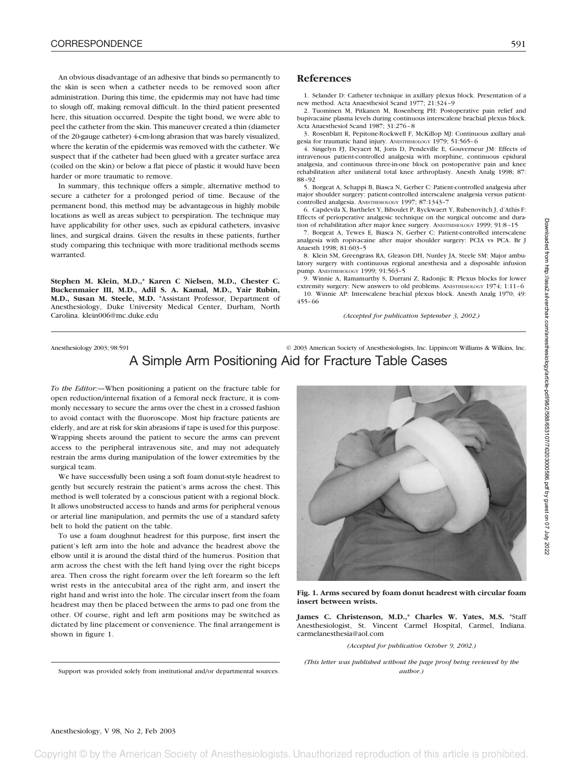An obvious disadvantage of an adhesive that binds so permanently to the skin is seen when a catheter needs to be removed soon after administration. During this time, the epidermis may not have had time to slough off, making removal difficult. In the third patient presented here, this situation occurred. Despite the tight bond, we were able to peel the catheter from the skin. This maneuver created a thin (diameter of the 20-gauge catheter) 4-cm-long abrasion that was barely visualized, where the keratin of the epidermis was removed with the catheter. We suspect that if the catheter had been glued with a greater surface area (coiled on the skin) or below a flat piece of plastic it would have been harder or more traumatic to remove.

In summary, this technique offers a simple, alternative method to secure a catheter for a prolonged period of time. Because of the permanent bond, this method may be advantageous in highly mobile locations as well as areas subject to perspiration. The technique may have applicability for other uses, such as epidural catheters, invasive lines, and surgical drains. Given the results in these patients, further study comparing this technique with more traditional methods seems warranted.

**Stephen M. Klein, M.D.,\* Karen C Nielsen, M.D., Chester C. Buckenmaier III, M.D., Adil S. A. Kamal, M.D., Yair Rubin, M.D., Susan M. Steele, M.D.** \*Assistant Professor, Department of Anesthesiology, Duke University Medical Center, Durham, North Carolina. klein006@mc.duke.edu

## References

1. Selander D: Catheter technique in axillary plexus block. Presentation of a new method. Acta Anaesthesiol Scand 1977; 21:324–9
2. Tuominen M, Pitkanen M, Rosenberg PH: Postoperative pain relief and bupivacaine plasma levels during continuous interscalene brachial plexus block. Acta Anaesthesiol Scand 1987; 31:276–8
3. Rosenblatt R, Pepitone-Rockwell F, McKillop MJ: Continuous axillary analgesia for traumatic hand injury. Anesthesiology 1979; 51:565–6
4. Singelyn FJ, Deyaert M, Joris D, Pendeville E, Gouverneur JM: Effects of intravenous patient-controlled analgesia with morphine, continuous epidural analgesia, and continuous three-in-one block on postoperative pain and knee rehabilitation after unilateral total knee arthroplasty. Anesth Analg 1998; 87: 88–92
5. Borgeat A, Schappi B, Biasca N, Gerber C: Patient-controlled analgesia after major shoulder surgery: patient-controlled interscalene analgesia versus patient-controlled analgesia. Anesthesiology 1997; 87:1343–7
6. Capdevila X, Barthelet Y, Biboulet P, Ryckwaert Y, Rubenovitch J, d'Athis F: Effects of perioperative analgesic technique on the surgical outcome and duration of rehabilitation after major knee surgery. Anesthesiology 1999; 91:8–15
7. Borgeat A, Tewes E, Biasca N, Gerber C: Patient-controlled interscalene analgesia with ropivacaine after major shoulder surgery: PCIA vs PCA. Br J Anaesth 1998; 81:603–5
8. Klein SM, Greengrass RA, Gleason DH, Nunley JA, Steele SM: Major ambulatory surgery with continuous regional anesthesia and a disposable infusion pump. Anesthesiology 1999; 91:563–5
9. Winnie A, Ramamurthy S, Durrani Z, Radonjic R: Plexus blocks for lower extremity surgery: New answers to old problems. Anesthesiology 1974; 1:11–6
10. Winnie AP: Interscalene brachial plexus block. Anesth Analg 1970; 49: 455–66

*(Accepted for publication September 3, 2002.)*

Anesthesiology 2003; 98:591 © 2003 American Society of Anesthesiologists, Inc. Lippincott Williams & Wilkins, Inc.

# A Simple Arm Positioning Aid for Fracture Table Cases

*To the Editor:*—When positioning a patient on the fracture table for open reduction/internal fixation of a femoral neck fracture, it is commonly necessary to secure the arms over the chest in a crossed fashion to avoid contact with the fluoroscope. Most hip fracture patients are elderly, and are at risk for skin abrasions if tape is used for this purpose. Wrapping sheets around the patient to secure the arms can prevent access to the peripheral intravenous site, and may not adequately restrain the arms during manipulation of the lower extremities by the surgical team.

We have successfully been using a soft foam donut-style headrest to gently but securely restrain the patient's arms across the chest. This method is well tolerated by a conscious patient with a regional block. It allows unobstructed access to hands and arms for peripheral venous or arterial line manipulation, and permits the use of a standard safety belt to hold the patient on the table.

To use a foam doughnut headrest for this purpose, first insert the patient's left arm into the hole and advance the headrest above the elbow until it is around the distal third of the humerus. Position that arm across the chest with the left hand lying over the right biceps area. Then cross the right forearm over the left forearm so the left wrist rests in the antecubital area of the right arm, and insert the right hand and wrist into the hole. The circular insert from the foam headrest may then be placed between the arms to pad one from the other. Of course, right and left arm positions may be switched as dictated by line placement or convenience. The final arrangement is shown in figure 1.

**Fig. 1. Arms secured by foam donut headrest with circular foam insert between wrists.**

**James C. Christenson, M.D.,\* Charles W. Yates, M.S.** \*Staff Anesthesiologist, St. Vincent Carmel Hospital, Carmel, Indiana. carmelanesthesia@aol.com

*(Accepted for publication October 9, 2002.)*

*(This letter was published without the page proof being reviewed by the author.)*

Support was provided solely from institutional and/or departmental sources.